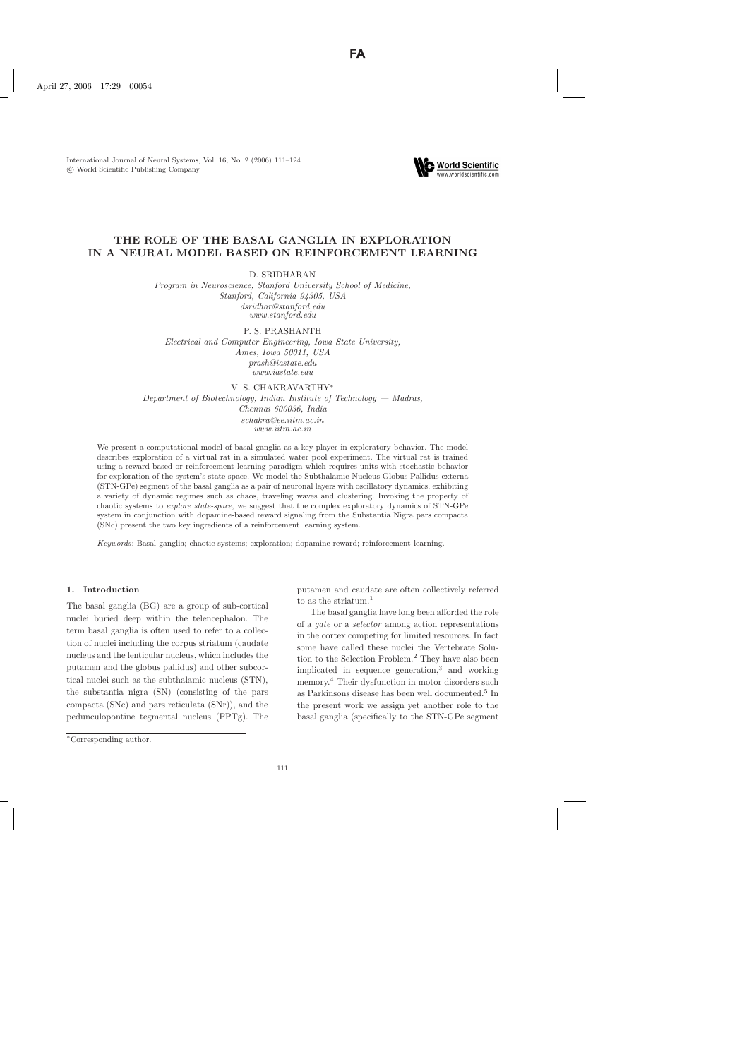# THE ROLE OF THE BASAL GANGLIA IN EXPLORATION IN A NEURAL MODEL BASED ON REINFORCEMENT LEARNING

D. SRIDHARAN

*Program in Neuroscience, Stanford University School of Medicine, Stanford, California 94305, USA*
*dsridhar@stanford.edu*
*www.stanford.edu*

P. S. PRASHANTH

*Electrical and Computer Engineering, Iowa State University, Ames, Iowa 50011, USA*
*prash@iastate.edu*
*www.iastate.edu*

V. S. CHAKRAVARTHY*

*Department of Biotechnology, Indian Institute of Technology — Madras, Chennai 600036, India*
*schakra@ee.iitm.ac.in*
*www.iitm.ac.in*

We present a computational model of basal ganglia as a key player in exploratory behavior. The model describes exploration of a virtual rat in a simulated water pool experiment. The virtual rat is trained using a reward-based or reinforcement learning paradigm which requires units with stochastic behavior for exploration of the system's state space. We model the Subthalamic Nucleus-Globus Pallidus externa (STN-GPe) segment of the basal ganglia as a pair of neuronal layers with oscillatory dynamics, exhibiting a variety of dynamic regimes such as chaos, traveling waves and clustering. Invoking the property of chaotic systems to *explore state-space*, we suggest that the complex exploratory dynamics of STN-GPe system in conjunction with dopamine-based reward signaling from the Substantia Nigra pars compacta (SNc) present the two key ingredients of a reinforcement learning system.

*Keywords*: Basal ganglia; chaotic systems; exploration; dopamine reward; reinforcement learning.

## 1. Introduction

The basal ganglia (BG) are a group of sub-cortical nuclei buried deep within the telencephalon. The term basal ganglia is often used to refer to a collection of nuclei including the corpus striatum (caudate nucleus and the lenticular nucleus, which includes the putamen and the globus pallidus) and other subcortical nuclei such as the subthalamic nucleus (STN), the substantia nigra (SN) (consisting of the pars compacta (SNc) and pars reticulata (SNr)), and the pedunculopontine tegmental nucleus (PPTg). The putamen and caudate are often collectively referred to as the striatum.[1]

The basal ganglia have long been afforded the role of a *gate* or a *selector* among action representations in the cortex competing for limited resources. In fact some have called these nuclei the Vertebrate Solution to the Selection Problem.[2] They have also been implicated in sequence generation,[3] and working memory.[4] Their dysfunction in motor disorders such as Parkinsons disease has been well documented.[5] In the present work we assign yet another role to the basal ganglia (specifically to the STN-GPe segment

*Corresponding author.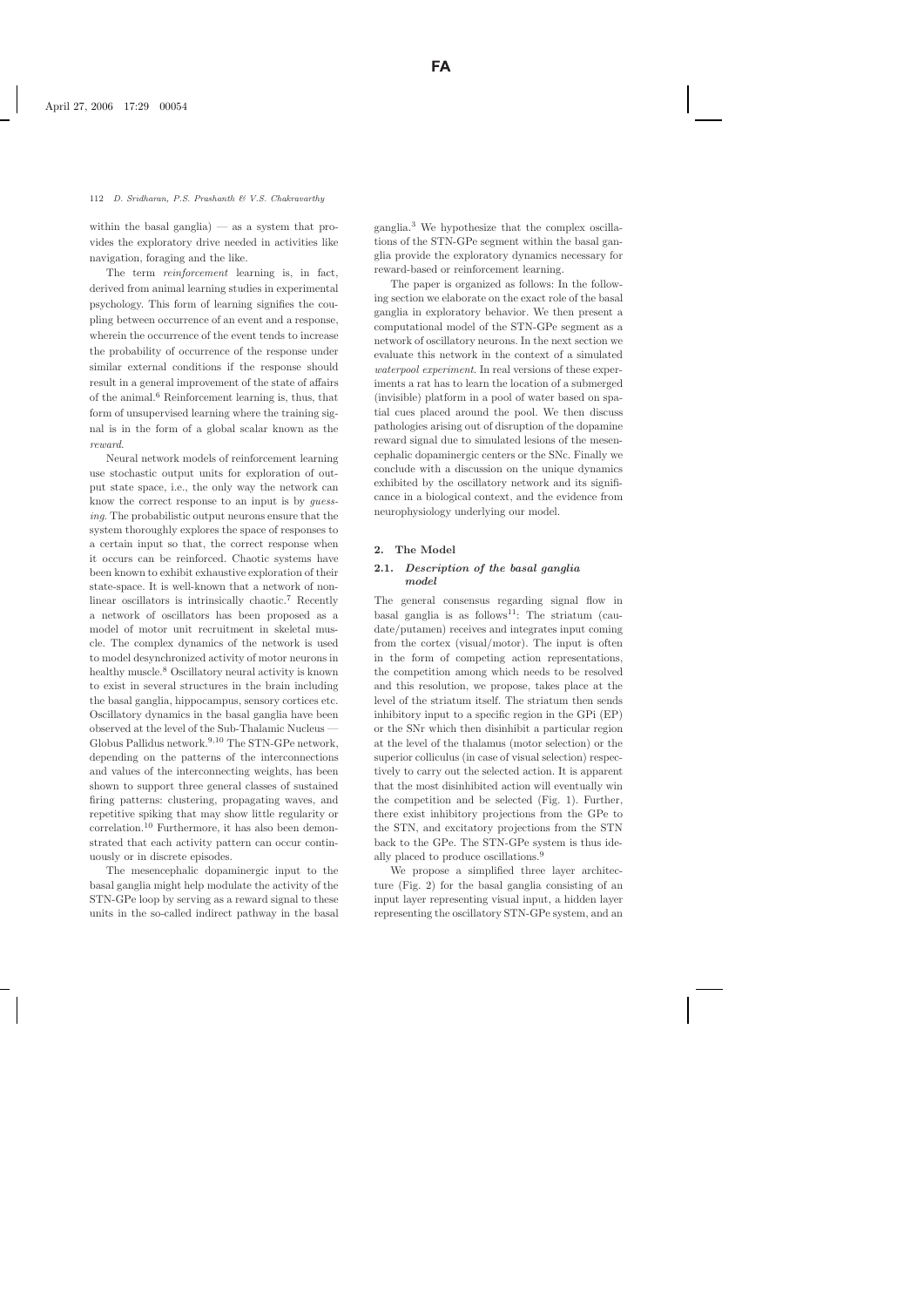within the basal ganglia) — as a system that provides the exploratory drive needed in activities like navigation, foraging and the like.

The term *reinforcement* learning is, in fact, derived from animal learning studies in experimental psychology. This form of learning signifies the coupling between occurrence of an event and a response, wherein the occurrence of the event tends to increase the probability of occurrence of the response under similar external conditions if the response should result in a general improvement of the state of affairs of the animal.[6] Reinforcement learning is, thus, that form of unsupervised learning where the training signal is in the form of a global scalar known as the *reward*.

Neural network models of reinforcement learning use stochastic output units for exploration of output state space, i.e., the only way the network can know the correct response to an input is by *guessing*. The probabilistic output neurons ensure that the system thoroughly explores the space of responses to a certain input so that, the correct response when it occurs can be reinforced. Chaotic systems have been known to exhibit exhaustive exploration of their state-space. It is well-known that a network of nonlinear oscillators is intrinsically chaotic.[7] Recently a network of oscillators has been proposed as a model of motor unit recruitment in skeletal muscle. The complex dynamics of the network is used to model desynchronized activity of motor neurons in healthy muscle.[8] Oscillatory neural activity is known to exist in several structures in the brain including the basal ganglia, hippocampus, sensory cortices etc. Oscillatory dynamics in the basal ganglia have been observed at the level of the Sub-Thalamic Nucleus — Globus Pallidus network.[9,10] The STN-GPe network, depending on the patterns of the interconnections and values of the interconnecting weights, has been shown to support three general classes of sustained firing patterns: clustering, propagating waves, and repetitive spiking that may show little regularity or correlation.[10] Furthermore, it has also been demonstrated that each activity pattern can occur continuously or in discrete episodes.

The mesencephalic dopaminergic input to the basal ganglia might help modulate the activity of the STN-GPe loop by serving as a reward signal to these units in the so-called indirect pathway in the basal ganglia.[3] We hypothesize that the complex oscillations of the STN-GPe segment within the basal ganglia provide the exploratory dynamics necessary for reward-based or reinforcement learning.

The paper is organized as follows: In the following section we elaborate on the exact role of the basal ganglia in exploratory behavior. We then present a computational model of the STN-GPe segment as a network of oscillatory neurons. In the next section we evaluate this network in the context of a simulated *waterpool experiment*. In real versions of these experiments a rat has to learn the location of a submerged (invisible) platform in a pool of water based on spatial cues placed around the pool. We then discuss pathologies arising out of disruption of the dopamine reward signal due to simulated lesions of the mesencephalic dopaminergic centers or the SNc. Finally we conclude with a discussion on the unique dynamics exhibited by the oscillatory network and its significance in a biological context, and the evidence from neurophysiology underlying our model.

## 2. The Model

### 2.1. *Description of the basal ganglia model*

The general consensus regarding signal flow in basal ganglia is as follows[11]: The striatum (caudate/putamen) receives and integrates input coming from the cortex (visual/motor). The input is often in the form of competing action representations, the competition among which needs to be resolved and this resolution, we propose, takes place at the level of the striatum itself. The striatum then sends inhibitory input to a specific region in the GPi (EP) or the SNr which then disinhibit a particular region at the level of the thalamus (motor selection) or the superior colliculus (in case of visual selection) respectively to carry out the selected action. It is apparent that the most disinhibited action will eventually win the competition and be selected (Fig. 1). Further, there exist inhibitory projections from the GPe to the STN, and excitatory projections from the STN back to the GPe. The STN-GPe system is thus ideally placed to produce oscillations.[9]

We propose a simplified three layer architecture (Fig. 2) for the basal ganglia consisting of an input layer representing visual input, a hidden layer representing the oscillatory STN-GPe system, and an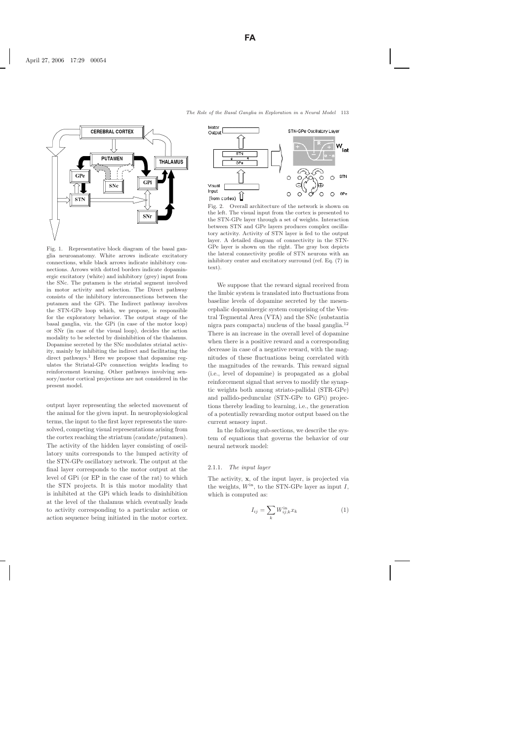CEREBRAL CORTEX

PUTAMEN

THALAMUS

GPe

SNc

GPi

STN

SNr

Fig. 1. Representative block diagram of the basal ganglia neuroanatomy. White arrows indicate excitatory connections, while black arrows indicate inhibitory connections. Arrows with dotted borders indicate dopaminergic excitatory (white) and inhibitory (grey) input from the SNc. The putamen is the striatal segment involved in motor activity and selection. The Direct pathway consists of the inhibitory interconnections between the putamen and the GPi. The Indirect pathway involves the STN-GPe loop which, we propose, is responsible for the exploratory behavior. The output stage of the basal ganglia, viz. the GPi (in case of the motor loop) or SNr (in case of the visual loop), decides the action modality to be selected by disinhibition of the thalamus. Dopamine secreted by the SNc modulates striatal activity, mainly by inhibiting the indirect and facilitating the direct pathways.[1] Here we propose that dopamine regulates the Striatal-GPe connection weights leading to reinforcement learning. Other pathways involving sensory/motor cortical projections are not considered in the present model.

output layer representing the selected movement of the animal for the given input. In neurophysiological terms, the input to the first layer represents the unresolved, competing visual representations arising from the cortex reaching the striatum (caudate/putamen). The activity of the hidden layer consisting of oscillatory units corresponds to the lumped activity of the STN-GPe oscillatory network. The output at the final layer corresponds to the motor output at the level of GPi (or EP in the case of the rat) to which the STN projects. It is this motor modality that is inhibited at the GPi which leads to disinhibition at the level of the thalamus which eventually leads to activity corresponding to a particular action or action sequence being initiated in the motor cortex.

Motor Output

STN-GPe Oscillatory Layer

STN

GPe

Visual Input (from cortex)

R

$W_{lat}$

$\theta - \alpha$

STN

GPe

Fig. 2. Overall architecture of the network is shown on the left. The visual input from the cortex is presented to the STN-GPe layer through a set of weights. Interaction between STN and GPe layers produces complex oscillatory activity. Activity of STN layer is fed to the output layer. A detailed diagram of connectivity in the STN-GPe layer is shown on the right. The gray box depicts the lateral connectivity profile of STN neurons with an inhibitory center and excitatory surround (ref. Eq. (7) in text).

We suppose that the reward signal received from the limbic system is translated into fluctuations from baseline levels of dopamine secreted by the mesencephalic dopaminergic system comprising of the Ventral Tegmental Area (VTA) and the SNc (substantia nigra pars compacta) nucleus of the basal ganglia.[12] There is an increase in the overall level of dopamine when there is a positive reward and a corresponding decrease in case of a negative reward, with the magnitudes of these fluctuations being correlated with the magnitudes of the rewards. This reward signal (i.e., level of dopamine) is propagated as a global reinforcement signal that serves to modify the synaptic weights both among striato-pallidal (STR-GPe) and pallido-peduncular (STN-GPe to GPi) projections thereby leading to learning, i.e., the generation of a potentially rewarding motor output based on the current sensory input.

In the following sub-sections, we describe the system of equations that governs the behavior of our neural network model:

### 2.1.1. *The input layer*

The activity, $\mathbf{x}$, of the input layer, is projected via the weights, $W^{\text{in}}$, to the STN-GPe layer as input $I$, which is computed as:

$$I_{ij} = \sum_k W^{\text{in}}_{ij;k} x_k \tag{1}$$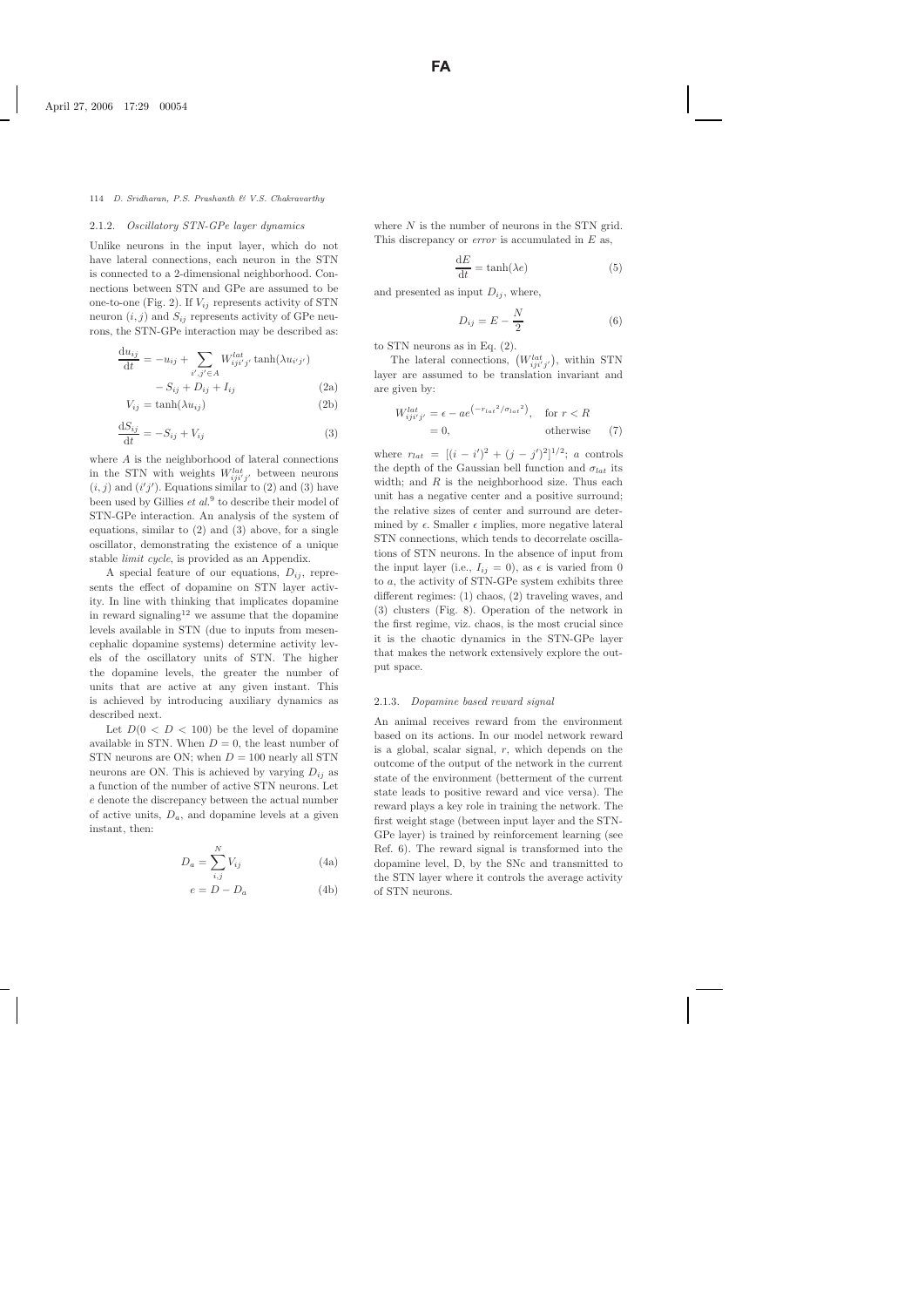#### 2.1.2. *Oscillatory STN-GPe layer dynamics*

Unlike neurons in the input layer, which do not have lateral connections, each neuron in the STN is connected to a 2-dimensional neighborhood. Connections between STN and GPe are assumed to be one-to-one (Fig. 2). If $V_{ij}$ represents activity of STN neuron $(i, j)$ and $S_{ij}$ represents activity of GPe neurons, the STN-GPe interaction may be described as:

$$\frac{\mathrm{d}u_{ij}}{\mathrm{d}t} = -u_{ij} + \sum_{i',j' \in A} W^{lat}_{iji'j'} \tanh(\lambda u_{i'j'}) - S_{ij} + D_{ij} + I_{ij} \tag{2a}$$

$$V_{ij} = \tanh(\lambda u_{ij}) \tag{2b}$$

$$\frac{\mathrm{d}S_{ij}}{\mathrm{d}t} = -S_{ij} + V_{ij} \tag{3}$$

where $A$ is the neighborhood of lateral connections in the STN with weights $W^{lat}_{iji'j'}$ between neurons $(i, j)$ and $(i'j')$. Equations similar to (2) and (3) have been used by Gillies *et al.*[9] to describe their model of STN-GPe interaction. An analysis of the system of equations, similar to (2) and (3) above, for a single oscillator, demonstrating the existence of a unique stable *limit cycle*, is provided as an Appendix.

A special feature of our equations, $D_{ij}$, represents the effect of dopamine on STN layer activity. In line with thinking that implicates dopamine in reward signaling[12] we assume that the dopamine levels available in STN (due to inputs from mesencephalic dopamine systems) determine activity levels of the oscillatory units of STN. The higher the dopamine levels, the greater the number of units that are active at any given instant. This is achieved by introducing auxiliary dynamics as described next.

Let $D (0 < D < 100)$ be the level of dopamine available in STN. When $D = 0$, the least number of STN neurons are ON; when $D = 100$ nearly all STN neurons are ON. This is achieved by varying $D_{ij}$ as a function of the number of active STN neurons. Let $e$ denote the discrepancy between the actual number of active units, $D_a$, and dopamine levels at a given instant, then:

$$D_a = \sum_{i,j}^{N} V_{ij} \tag{4a}$$

$$e = D - D_a \tag{4b}$$

where $N$ is the number of neurons in the STN grid. This discrepancy or *error* is accumulated in $E$ as,

$$\frac{\mathrm{d}E}{\mathrm{d}t} = \tanh(\lambda e) \tag{5}$$

and presented as input $D_{ij}$, where,

$$D_{ij} = E - \frac{N}{2} \tag{6}$$

to STN neurons as in Eq. (2).

The lateral connections, $(W^{lat}_{iji'j'})$, within STN layer are assumed to be translation invariant and are given by:

$$W^{lat}_{iji'j'} = \epsilon - a e^{(-{r_{lat}}^2/{\sigma_{lat}}^2)}, \quad \text{for } r < R$$
$$= 0, \quad \text{otherwise} \tag{7}$$

where $r_{lat} = [(i - i')^2 + (j - j')^2]^{1/2}$; $a$ controls the depth of the Gaussian bell function and $\sigma_{lat}$ its width; and $R$ is the neighborhood size. Thus each unit has a negative center and a positive surround; the relative sizes of center and surround are determined by $\epsilon$. Smaller $\epsilon$ implies, more negative lateral STN connections, which tends to decorrelate oscillations of STN neurons. In the absence of input from the input layer (i.e., $I_{ij} = 0$), as $\epsilon$ is varied from 0 to $a$, the activity of STN-GPe system exhibits three different regimes: (1) chaos, (2) traveling waves, and (3) clusters (Fig. 8). Operation of the network in the first regime, viz. chaos, is the most crucial since it is the chaotic dynamics in the STN-GPe layer that makes the network extensively explore the output space.

#### 2.1.3. *Dopamine based reward signal*

An animal receives reward from the environment based on its actions. In our model network reward is a global, scalar signal, $r$, which depends on the outcome of the output of the network in the current state of the environment (betterment of the current state leads to positive reward and vice versa). The reward plays a key role in training the network. The first weight stage (between input layer and the STN-GPe layer) is trained by reinforcement learning (see Ref. 6). The reward signal is transformed into the dopamine level, D, by the SNc and transmitted to the STN layer where it controls the average activity of STN neurons.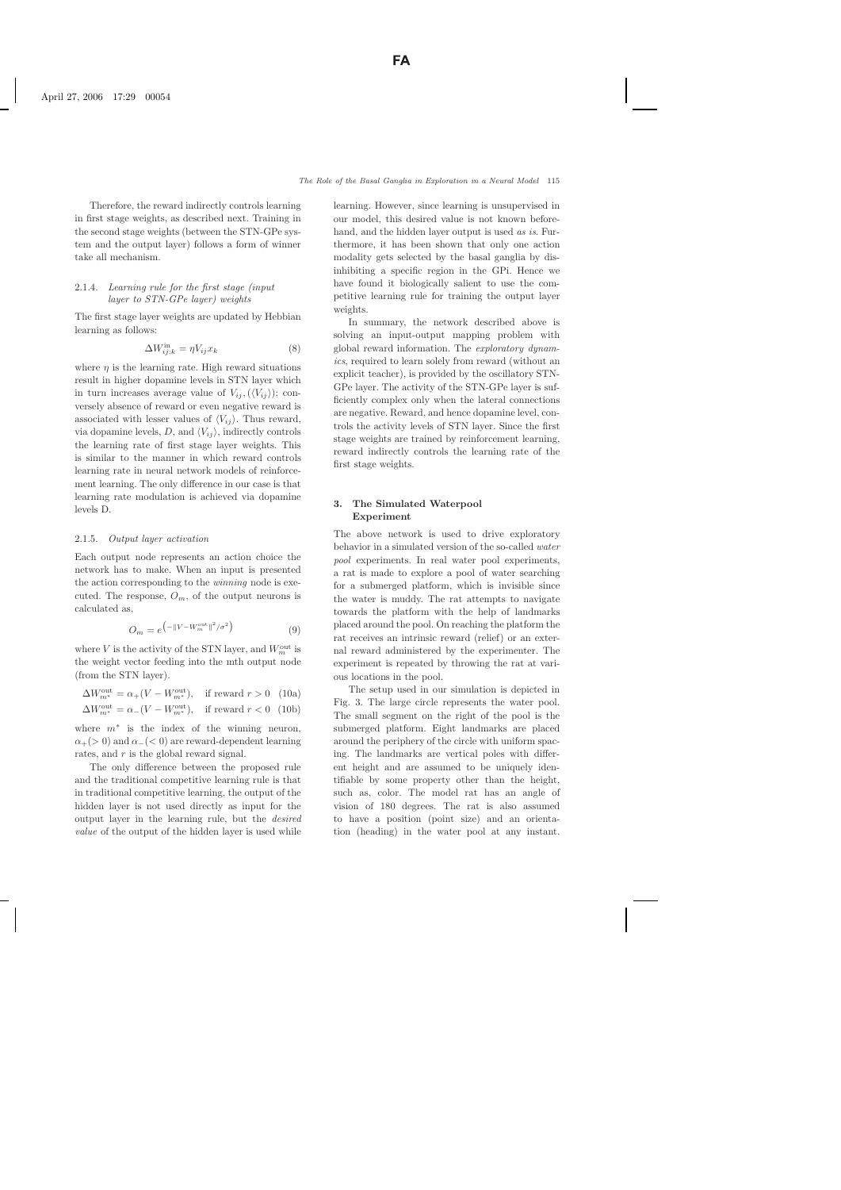Therefore, the reward indirectly controls learning in first stage weights, as described next. Training in the second stage weights (between the STN-GPe system and the output layer) follows a form of winner take all mechanism.

#### 2.1.4. *Learning rule for the first stage (input layer to STN-GPe layer) weights*

The first stage layer weights are updated by Hebbian learning as follows:

$$\Delta W_{ij,k}^{\text{in}} = \eta V_{ij} x_k \tag{8}$$

where $\eta$ is the learning rate. High reward situations result in higher dopamine levels in STN layer which in turn increases average value of $V_{ij}, (\langle V_{ij} \rangle)$; conversely absence of reward or even negative reward is associated with lesser values of $\langle V_{ij} \rangle$. Thus reward, via dopamine levels, $D$, and $\langle V_{ij} \rangle$, indirectly controls the learning rate of first stage layer weights. This is similar to the manner in which reward controls learning rate in neural network models of reinforcement learning. The only difference in our case is that learning rate modulation is achieved via dopamine levels D.

#### 2.1.5. *Output layer activation*

Each output node represents an action choice the network has to make. When an input is presented the action corresponding to the *winning* node is executed. The response, $O_m$, of the output neurons is calculated as,

$$O_m = e^{\left(-\|V - W_m^{\text{out}}\|^2/\sigma^2\right)} \tag{9}$$

where $V$ is the activity of the STN layer, and $W_m^{\text{out}}$ is the weight vector feeding into the mth output node (from the STN layer).

$$\Delta W_{m^*}^{\text{out}} = \alpha_+(V - W_{m^*}^{\text{out}}), \quad \text{if reward } r > 0 \tag{10a}$$

$$\Delta W_{m^*}^{\text{out}} = \alpha_-(V - W_{m^*}^{\text{out}}), \quad \text{if reward } r < 0 \tag{10b}$$

where $m^*$ is the index of the winning neuron, $\alpha_+(> 0)$ and $\alpha_-(< 0)$ are reward-dependent learning rates, and $r$ is the global reward signal.

The only difference between the proposed rule and the traditional competitive learning rule is that in traditional competitive learning, the output of the hidden layer is not used directly as input for the output layer in the learning rule, but the *desired value* of the output of the hidden layer is used while learning. However, since learning is unsupervised in our model, this desired value is not known beforehand, and the hidden layer output is used *as is*. Furthermore, it has been shown that only one action modality gets selected by the basal ganglia by disinhibiting a specific region in the GPi. Hence we have found it biologically salient to use the competitive learning rule for training the output layer weights.

In summary, the network described above is solving an input-output mapping problem with global reward information. The *exploratory dynamics*, required to learn solely from reward (without an explicit teacher), is provided by the oscillatory STN-GPe layer. The activity of the STN-GPe layer is sufficiently complex only when the lateral connections are negative. Reward, and hence dopamine level, controls the activity levels of STN layer. Since the first stage weights are trained by reinforcement learning, reward indirectly controls the learning rate of the first stage weights.

## 3. The Simulated Waterpool Experiment

The above network is used to drive exploratory behavior in a simulated version of the so-called *water pool* experiments. In real water pool experiments, a rat is made to explore a pool of water searching for a submerged platform, which is invisible since the water is muddy. The rat attempts to navigate towards the platform with the help of landmarks placed around the pool. On reaching the platform the rat receives an intrinsic reward (relief) or an external reward administered by the experimenter. The experiment is repeated by throwing the rat at various locations in the pool.

The setup used in our simulation is depicted in Fig. 3. The large circle represents the water pool. The small segment on the right of the pool is the submerged platform. Eight landmarks are placed around the periphery of the circle with uniform spacing. The landmarks are vertical poles with different height and are assumed to be uniquely identifiable by some property other than the height, such as, color. The model rat has an angle of vision of 180 degrees. The rat is also assumed to have a position (point size) and an orientation (heading) in the water pool at any instant.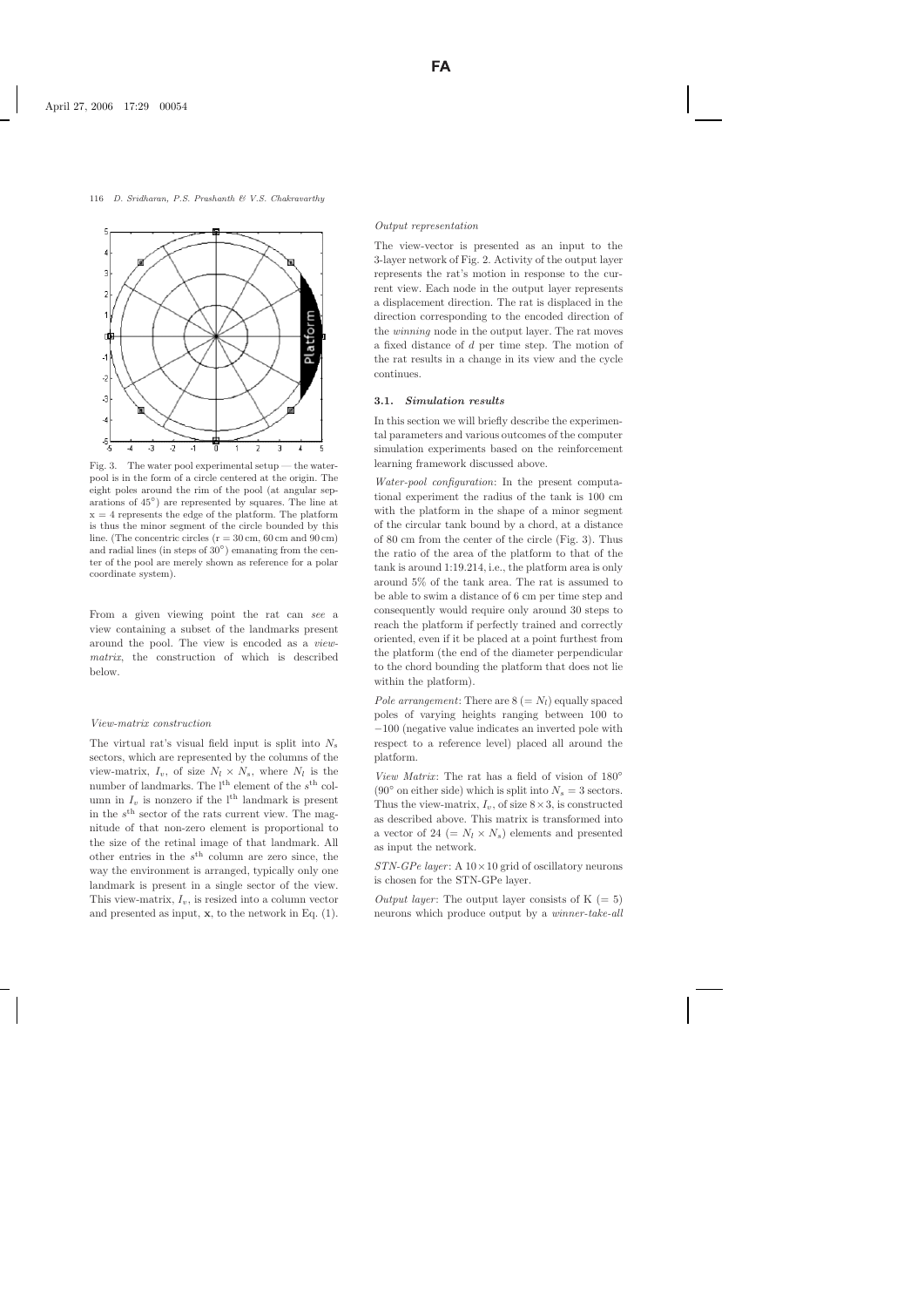Fig. 3. The water pool experimental setup — the waterpool is in the form of a circle centered at the origin. The eight poles around the rim of the pool (at angular separations of 45°) are represented by squares. The line at $x = 4$ represents the edge of the platform. The platform is thus the minor segment of the circle bounded by this line. (The concentric circles ($r = 30$ cm, 60 cm and 90 cm) and radial lines (in steps of 30°) emanating from the center of the pool are merely shown as reference for a polar coordinate system).

From a given viewing point the rat can *see* a view containing a subset of the landmarks present around the pool. The view is encoded as a *view-matrix*, the construction of which is described below.

*View-matrix construction*

The virtual rat's visual field input is split into $N_s$ sectors, which are represented by the columns of the view-matrix, $I_v$, of size $N_l \times N_s$, where $N_l$ is the number of landmarks. The $l^{\text{th}}$ element of the $s^{\text{th}}$ column in $I_v$ is nonzero if the $l^{\text{th}}$ landmark is present in the $s^{\text{th}}$ sector of the rats current view. The magnitude of that non-zero element is proportional to the size of the retinal image of that landmark. All other entries in the $s^{\text{th}}$ column are zero since, the way the environment is arranged, typically only one landmark is present in a single sector of the view. This view-matrix, $I_v$, is resized into a column vector and presented as input, $\mathbf{x}$, to the network in Eq. (1).

*Output representation*

The view-vector is presented as an input to the 3-layer network of Fig. 2. Activity of the output layer represents the rat's motion in response to the current view. Each node in the output layer represents a displacement direction. The rat is displaced in the direction corresponding to the encoded direction of the *winning* node in the output layer. The rat moves a fixed distance of $d$ per time step. The motion of the rat results in a change in its view and the cycle continues.

### 3.1. *Simulation results*

In this section we will briefly describe the experimental parameters and various outcomes of the computer simulation experiments based on the reinforcement learning framework discussed above.

*Water-pool configuration*: In the present computational experiment the radius of the tank is 100 cm with the platform in the shape of a minor segment of the circular tank bound by a chord, at a distance of 80 cm from the center of the circle (Fig. 3). Thus the ratio of the area of the platform to that of the tank is around 1:19.214, i.e., the platform area is only around 5% of the tank area. The rat is assumed to be able to swim a distance of 6 cm per time step and consequently would require only around 30 steps to reach the platform if perfectly trained and correctly oriented, even if it be placed at a point furthest from the platform (the end of the diameter perpendicular to the chord bounding the platform that does not lie within the platform).

*Pole arrangement*: There are 8 ($= N_l$) equally spaced poles of varying heights ranging between 100 to $-100$ (negative value indicates an inverted pole with respect to a reference level) placed all around the platform.

*View Matrix*: The rat has a field of vision of 180° (90° on either side) which is split into $N_s = 3$ sectors. Thus the view-matrix, $I_v$, of size $8 \times 3$, is constructed as described above. This matrix is transformed into a vector of 24 ($= N_l \times N_s$) elements and presented as input the network.

*STN-GPe layer*: A $10 \times 10$ grid of oscillatory neurons is chosen for the STN-GPe layer.

*Output layer*: The output layer consists of K ($= 5$) neurons which produce output by a *winner-take-all*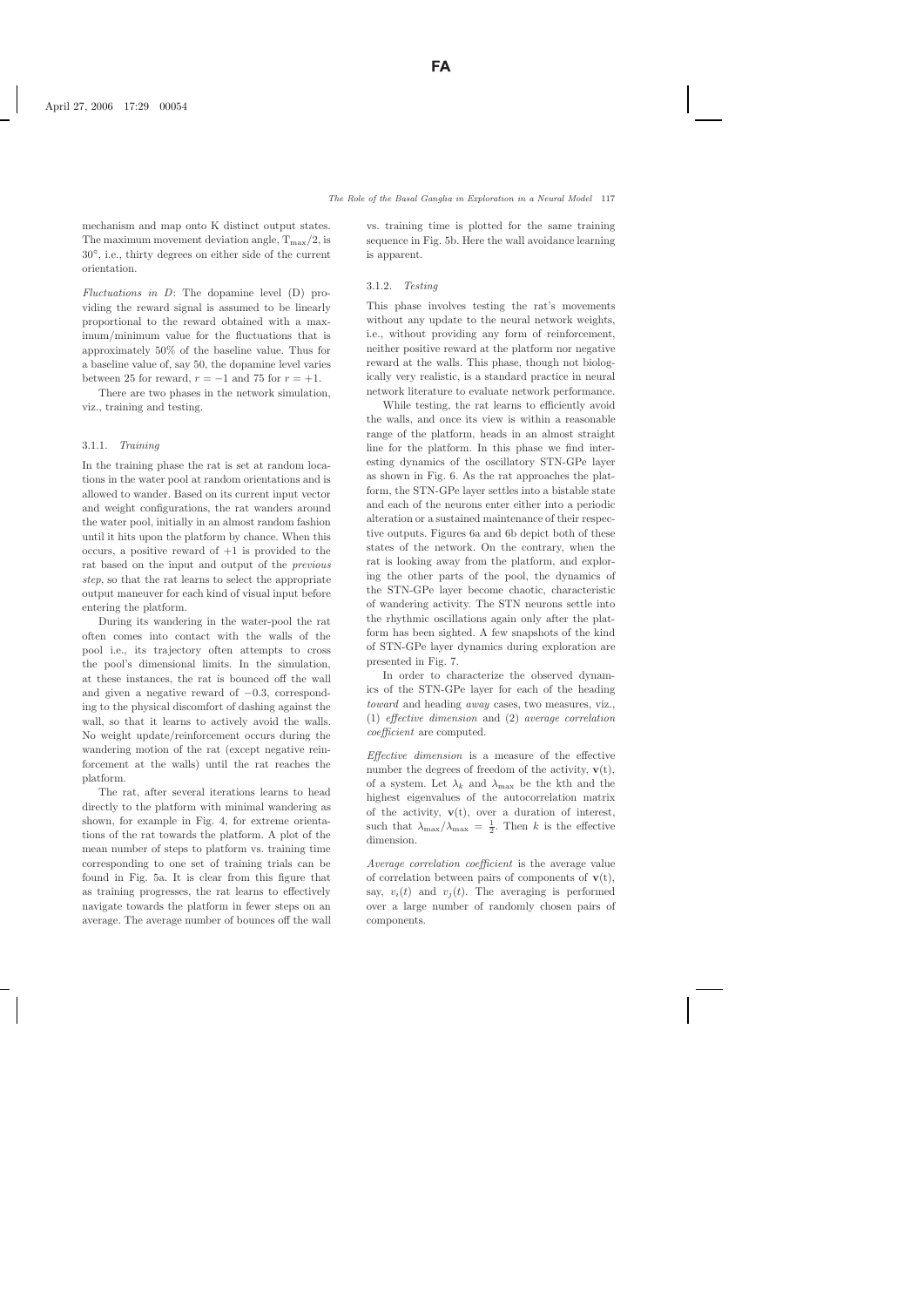mechanism and map onto K distinct output states. The maximum movement deviation angle, $T_{max}/2$, is 30°, i.e., thirty degrees on either side of the current orientation.

*Fluctuations in D*: The dopamine level (D) providing the reward signal is assumed to be linearly proportional to the reward obtained with a maximum/minimum value for the fluctuations that is approximately 50% of the baseline value. Thus for a baseline value of, say 50, the dopamine level varies between 25 for reward, $r = -1$ and 75 for $r = +1$.

There are two phases in the network simulation, viz., training and testing.

#### 3.1.1. *Training*

In the training phase the rat is set at random locations in the water pool at random orientations and is allowed to wander. Based on its current input vector and weight configurations, the rat wanders around the water pool, initially in an almost random fashion until it hits upon the platform by chance. When this occurs, a positive reward of +1 is provided to the rat based on the input and output of the *previous step*, so that the rat learns to select the appropriate output maneuver for each kind of visual input before entering the platform.

During its wandering in the water-pool the rat often comes into contact with the walls of the pool i.e., its trajectory often attempts to cross the pool's dimensional limits. In the simulation, at these instances, the rat is bounced off the wall and given a negative reward of −0.3, corresponding to the physical discomfort of dashing against the wall, so that it learns to actively avoid the walls. No weight update/reinforcement occurs during the wandering motion of the rat (except negative reinforcement at the walls) until the rat reaches the platform.

The rat, after several iterations learns to head directly to the platform with minimal wandering as shown, for example in Fig. 4, for extreme orientations of the rat towards the platform. A plot of the mean number of steps to platform vs. training time corresponding to one set of training trials can be found in Fig. 5a. It is clear from this figure that as training progresses, the rat learns to effectively navigate towards the platform in fewer steps on an average. The average number of bounces off the wall vs. training time is plotted for the same training sequence in Fig. 5b. Here the wall avoidance learning is apparent.

#### 3.1.2. *Testing*

This phase involves testing the rat's movements without any update to the neural network weights, i.e., without providing any form of reinforcement, neither positive reward at the platform nor negative reward at the walls. This phase, though not biologically very realistic, is a standard practice in neural network literature to evaluate network performance.

While testing, the rat learns to efficiently avoid the walls, and once its view is within a reasonable range of the platform, heads in an almost straight line for the platform. In this phase we find interesting dynamics of the oscillatory STN-GPe layer as shown in Fig. 6. As the rat approaches the platform, the STN-GPe layer settles into a bistable state and each of the neurons enter either into a periodic alteration or a sustained maintenance of their respective outputs. Figures 6a and 6b depict both of these states of the network. On the contrary, when the rat is looking away from the platform, and exploring the other parts of the pool, the dynamics of the STN-GPe layer become chaotic, characteristic of wandering activity. The STN neurons settle into the rhythmic oscillations again only after the platform has been sighted. A few snapshots of the kind of STN-GPe layer dynamics during exploration are presented in Fig. 7.

In order to characterize the observed dynamics of the STN-GPe layer for each of the heading *toward* and heading *away* cases, two measures, viz., (1) *effective dimension* and (2) *average correlation coefficient* are computed.

*Effective dimension* is a measure of the effective number the degrees of freedom of the activity, $\mathbf{v}(t)$, of a system. Let $\lambda_k$ and $\lambda_{max}$ be the kth and the highest eigenvalues of the autocorrelation matrix of the activity, $\mathbf{v}(t)$, over a duration of interest, such that $\lambda_{max}/\lambda_{max} = \frac{1}{2}$. Then $k$ is the effective dimension.

*Average correlation coefficient* is the average value of correlation between pairs of components of $\mathbf{v}(t)$, say, $v_i(t)$ and $v_j(t)$. The averaging is performed over a large number of randomly chosen pairs of components.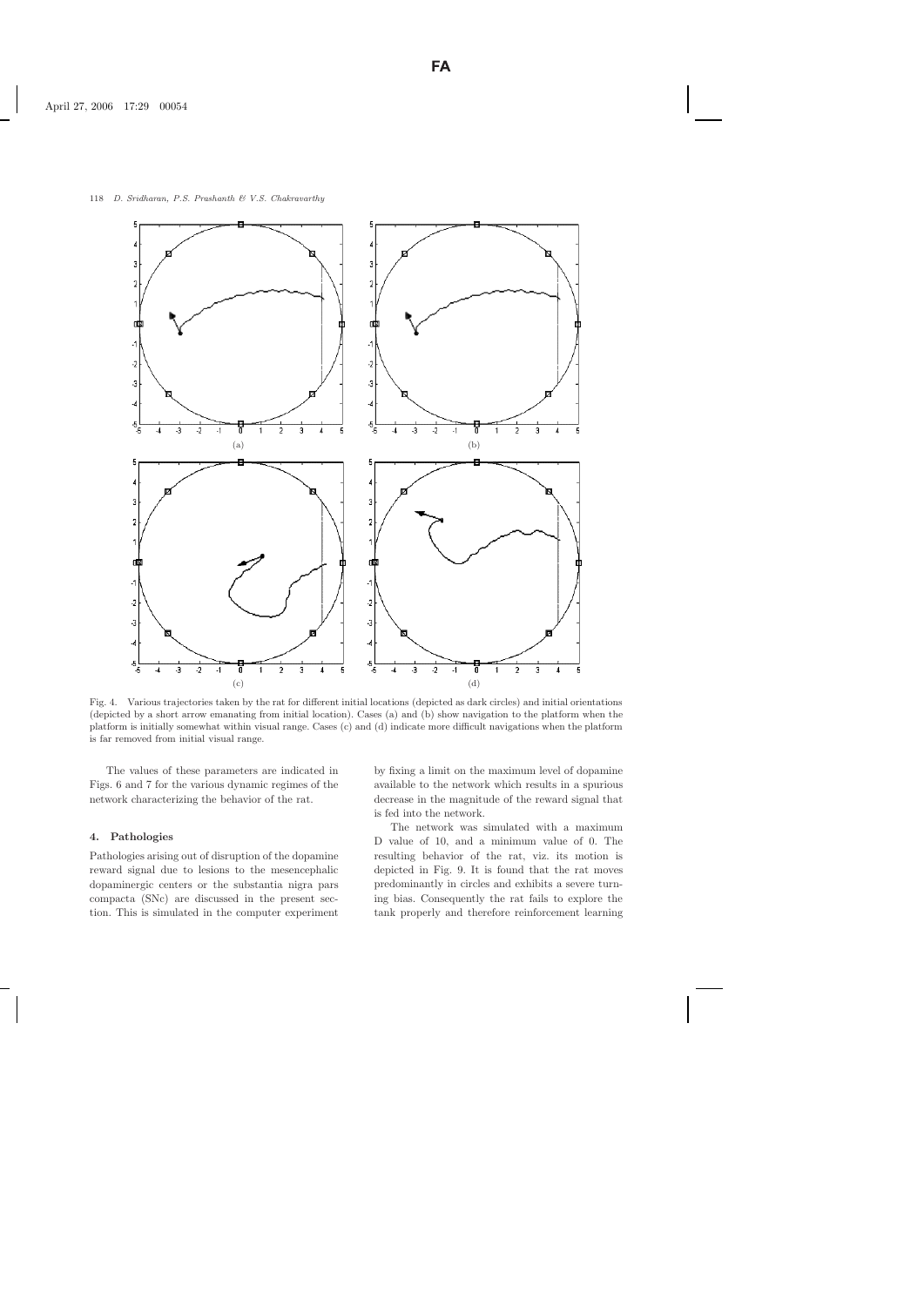Fig. 4. Various trajectories taken by the rat for different initial locations (depicted as dark circles) and initial orientations (depicted by a short arrow emanating from initial location). Cases (a) and (b) show navigation to the platform when the platform is initially somewhat within visual range. Cases (c) and (d) indicate more difficult navigations when the platform is far removed from initial visual range.

The values of these parameters are indicated in Figs. 6 and 7 for the various dynamic regimes of the network characterizing the behavior of the rat.

## 4. Pathologies

Pathologies arising out of disruption of the dopamine reward signal due to lesions to the mesencephalic dopaminergic centers or the substantia nigra pars compacta (SNc) are discussed in the present section. This is simulated in the computer experiment by fixing a limit on the maximum level of dopamine available to the network which results in a spurious decrease in the magnitude of the reward signal that is fed into the network.

The network was simulated with a maximum D value of 10, and a minimum value of 0. The resulting behavior of the rat, viz. its motion is depicted in Fig. 9. It is found that the rat moves predominantly in circles and exhibits a severe turning bias. Consequently the rat fails to explore the tank properly and therefore reinforcement learning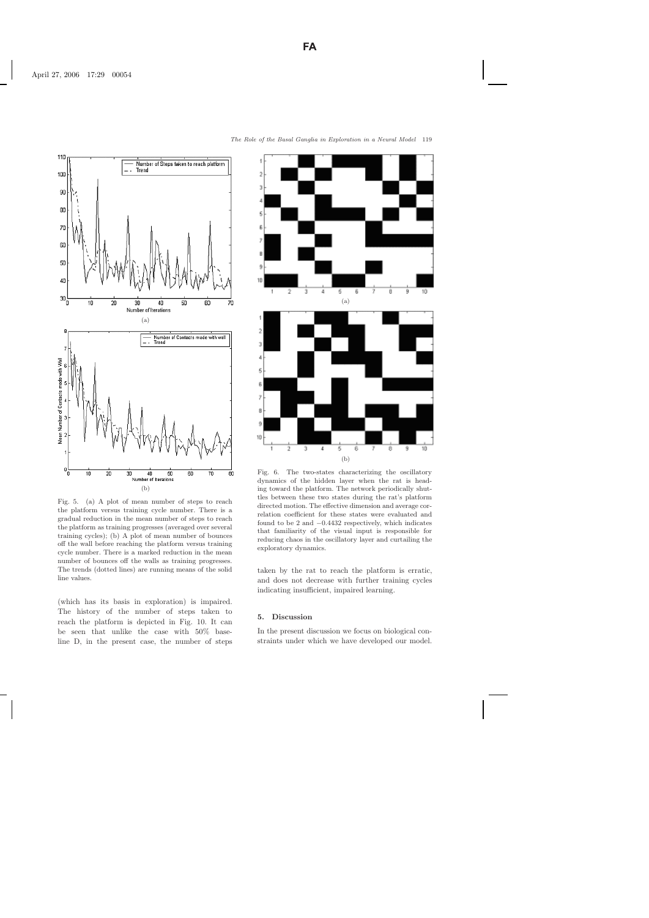Fig. 5. (a) A plot of mean number of steps to reach the platform versus training cycle number. There is a gradual reduction in the mean number of steps to reach the platform as training progresses (averaged over several training cycles); (b) A plot of mean number of bounces off the wall before reaching the platform versus training cycle number. There is a marked reduction in the mean number of bounces off the walls as training progresses. The trends (dotted lines) are running means of the solid line values.

(which has its basis in exploration) is impaired. The history of the number of steps taken to reach the platform is depicted in Fig. 10. It can be seen that unlike the case with 50% baseline D, in the present case, the number of steps taken by the rat to reach the platform is erratic, and does not decrease with further training cycles indicating insufficient, impaired learning.

Fig. 6. The two-states characterizing the oscillatory dynamics of the hidden layer when the rat is heading toward the platform. The network periodically shuttles between these two states during the rat's platform directed motion. The effective dimension and average correlation coefficient for these states were evaluated and found to be 2 and −0.4432 respectively, which indicates that familiarity of the visual input is responsible for reducing chaos in the oscillatory layer and curtailing the exploratory dynamics.

## 5. Discussion

In the present discussion we focus on biological constraints under which we have developed our model.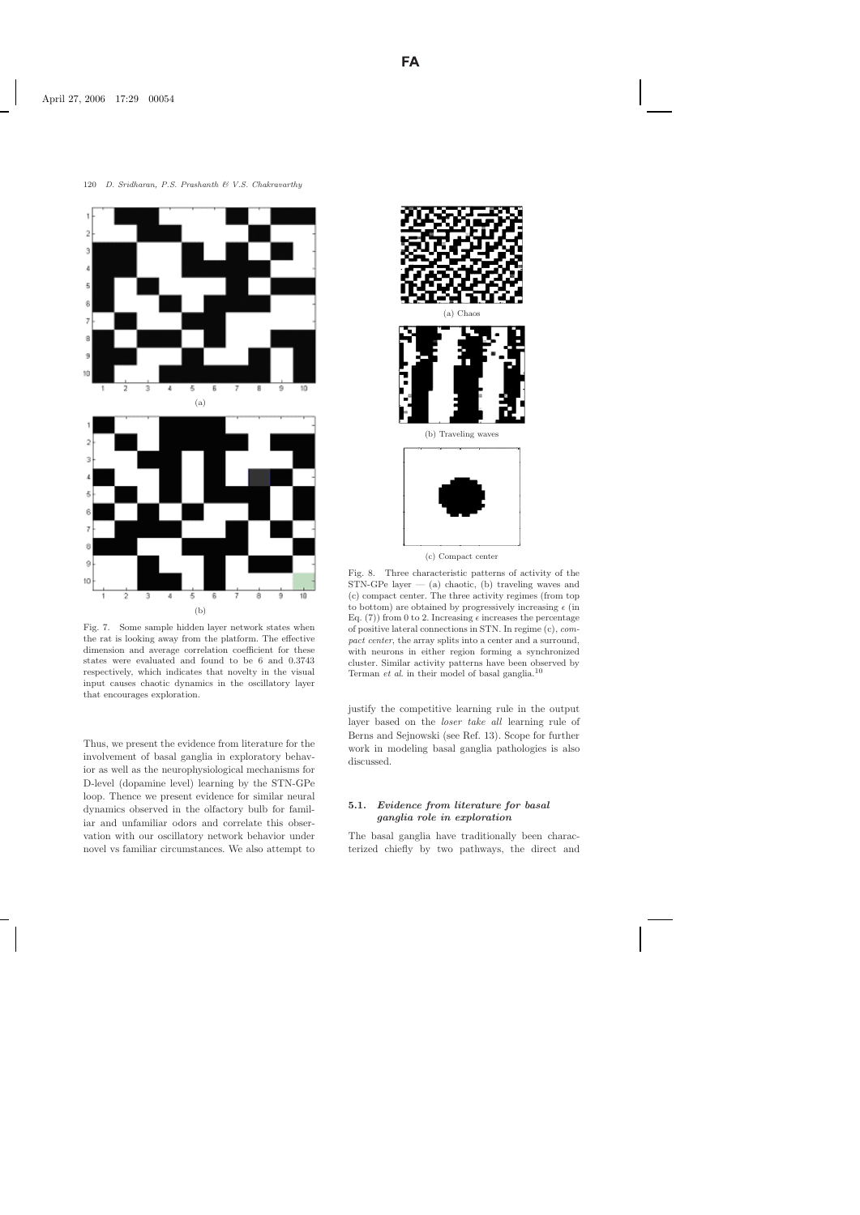(a)

(b)

Fig. 7. Some sample hidden layer network states when the rat is looking away from the platform. The effective dimension and average correlation coefficient for these states were evaluated and found to be 6 and 0.3743 respectively, which indicates that novelty in the visual input causes chaotic dynamics in the oscillatory layer that encourages exploration.

(a) Chaos

(b) Traveling waves

(c) Compact center

Fig. 8. Three characteristic patterns of activity of the STN-GPe layer — (a) chaotic, (b) traveling waves and (c) compact center. The three activity regimes (from top to bottom) are obtained by progressively increasing $\epsilon$ (in Eq. (7)) from 0 to 2. Increasing $\epsilon$ increases the percentage of positive lateral connections in STN. In regime (c), *compact center*, the array splits into a center and a surround, with neurons in either region forming a synchronized cluster. Similar activity patterns have been observed by Terman *et al.* in their model of basal ganglia.[10]

Thus, we present the evidence from literature for the involvement of basal ganglia in exploratory behavior as well as the neurophysiological mechanisms for D-level (dopamine level) learning by the STN-GPe loop. Thence we present evidence for similar neural dynamics observed in the olfactory bulb for familiar and unfamiliar odors and correlate this observation with our oscillatory network behavior under novel vs familiar circumstances. We also attempt to justify the competitive learning rule in the output layer based on the *loser take all* learning rule of Berns and Sejnowski (see Ref. 13). Scope for further work in modeling basal ganglia pathologies is also discussed.

### 5.1. *Evidence from literature for basal ganglia role in exploration*

The basal ganglia have traditionally been characterized chiefly by two pathways, the direct and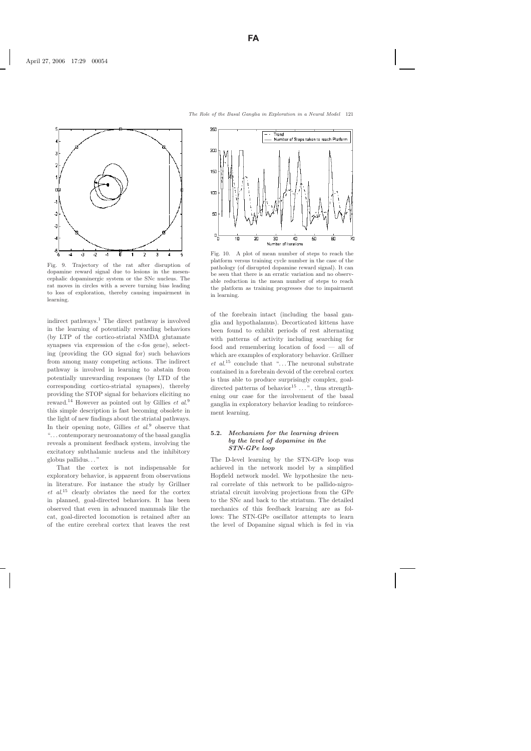5
4
3
2
1
0
-1
-2
-3
-4
-5
-5 -4 -3 -2 -1 0 1 2 3 4 5

Fig. 9. Trajectory of the rat after disruption of dopamine reward signal due to lesions in the mesencephalic dopaminergic system or the SNc nucleus. The rat moves in circles with a severe turning bias leading to loss of exploration, thereby causing impairment in learning.

250
200
150
100
50
0
0 10 20 30 40 50 60 70
Number of Iterations
Trend
Number of Steps taken to reach Platform

Fig. 10. A plot of mean number of steps to reach the platform versus training cycle number in the case of the pathology (of disrupted dopamine reward signal). It can be seen that there is an erratic variation and no observable reduction in the mean number of steps to reach the platform as training progresses due to impairment in learning.

indirect pathways.[1] The direct pathway is involved in the learning of potentially rewarding behaviors (by LTP of the cortico-striatal NMDA glutamate synapses via expression of the c-fos gene), selecting (providing the GO signal for) such behaviors from among many competing actions. The indirect pathway is involved in learning to abstain from potentially unrewarding responses (by LTD of the corresponding cortico-striatal synapses), thereby providing the STOP signal for behaviors eliciting no reward.[14] However as pointed out by Gillies *et al.*[9] this simple description is fast becoming obsolete in the light of new findings about the striatal pathways. In their opening note, Gillies *et al.*[9] observe that "...contemporary neuroanatomy of the basal ganglia reveals a prominent feedback system, involving the excitatory subthalamic nucleus and the inhibitory globus pallidus..."

That the cortex is not indispensable for exploratory behavior, is apparent from observations in literature. For instance the study by Grillner *et al.*[15] clearly obviates the need for the cortex in planned, goal-directed behaviors. It has been observed that even in advanced mammals like the cat, goal-directed locomotion is retained after an of the entire cerebral cortex that leaves the rest of the forebrain intact (including the basal ganglia and hypothalamus). Decorticated kittens have been found to exhibit periods of rest alternating with patterns of activity including searching for food and remembering location of food — all of which are examples of exploratory behavior. Grillner *et al.*[15] conclude that "...The neuronal substrate contained in a forebrain devoid of the cerebral cortex is thus able to produce surprisingly complex, goal-directed patterns of behavior[15] ...", thus strengthening our case for the involvement of the basal ganglia in exploratory behavior leading to reinforcement learning.

### 5.2. *Mechanism for the learning driven by the level of dopamine in the STN-GPe loop*

The D-level learning by the STN-GPe loop was achieved in the network model by a simplified Hopfield network model. We hypothesize the neural correlate of this network to be pallido-nigrostriatal circuit involving projections from the GPe to the SNc and back to the striatum. The detailed mechanics of this feedback learning are as follows: The STN-GPe oscillator attempts to learn the level of Dopamine signal which is fed in via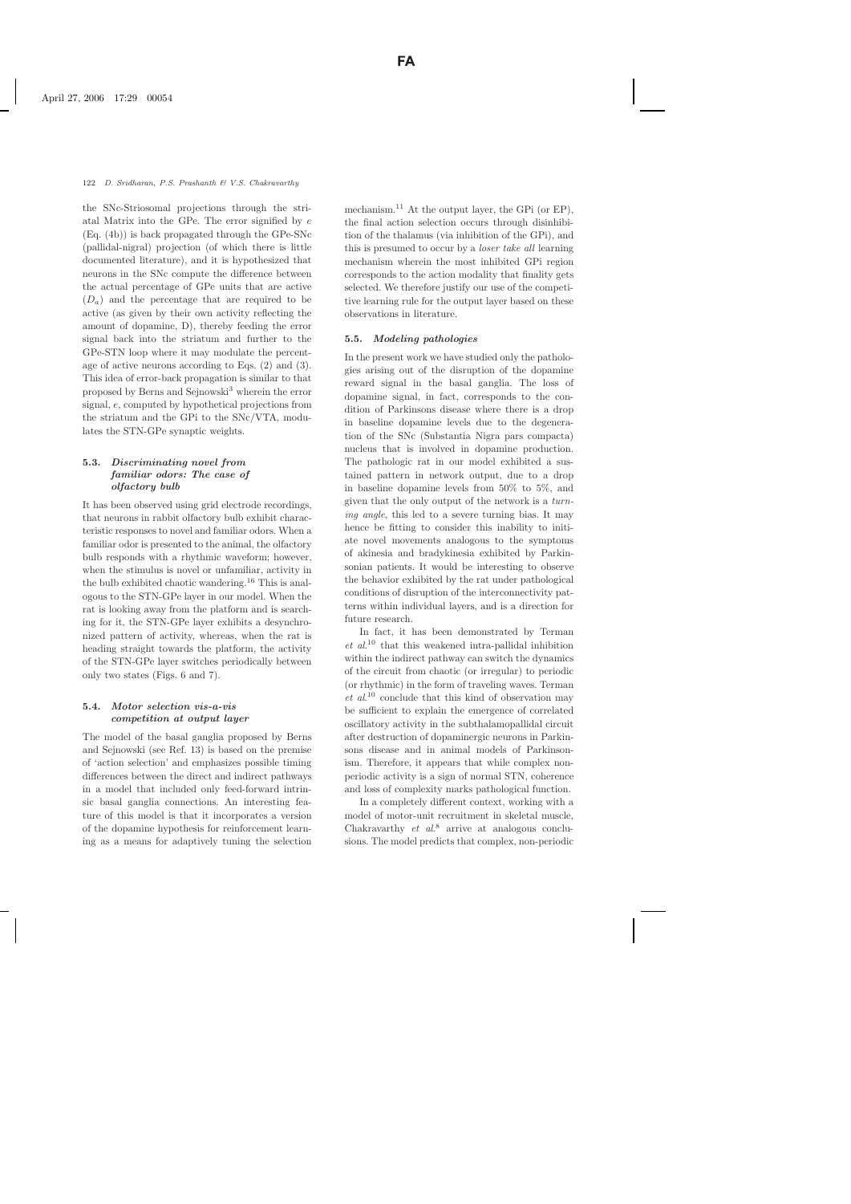the SNc-Striosomal projections through the striatal Matrix into the GPe. The error signified by $e$ (Eq. (4b)) is back propagated through the GPe-SNc (pallidal-nigral) projection (of which there is little documented literature), and it is hypothesized that neurons in the SNc compute the difference between the actual percentage of GPe units that are active ($D_a$) and the percentage that are required to be active (as given by their own activity reflecting the amount of dopamine, D), thereby feeding the error signal back into the striatum and further to the GPe-STN loop where it may modulate the percentage of active neurons according to Eqs. (2) and (3). This idea of error-back propagation is similar to that proposed by Berns and Sejnowski[3] wherein the error signal, $e$, computed by hypothetical projections from the striatum and the GPi to the SNc/VTA, modulates the STN-GPe synaptic weights.

### 5.3. *Discriminating novel from familiar odors: The case of olfactory bulb*

It has been observed using grid electrode recordings, that neurons in rabbit olfactory bulb exhibit characteristic responses to novel and familiar odors. When a familiar odor is presented to the animal, the olfactory bulb responds with a rhythmic waveform; however, when the stimulus is novel or unfamiliar, activity in the bulb exhibited chaotic wandering.[16] This is analogous to the STN-GPe layer in our model. When the rat is looking away from the platform and is searching for it, the STN-GPe layer exhibits a desynchronized pattern of activity, whereas, when the rat is heading straight towards the platform, the activity of the STN-GPe layer switches periodically between only two states (Figs. 6 and 7).

### 5.4. *Motor selection vis-a-vis competition at output layer*

The model of the basal ganglia proposed by Berns and Sejnowski (see Ref. 13) is based on the premise of 'action selection' and emphasizes possible timing differences between the direct and indirect pathways in a model that included only feed-forward intrinsic basal ganglia connections. An interesting feature of this model is that it incorporates a version of the dopamine hypothesis for reinforcement learning as a means for adaptively tuning the selection mechanism.[11] At the output layer, the GPi (or EP), the final action selection occurs through disinhibition of the thalamus (via inhibition of the GPi), and this is presumed to occur by a *loser take all* learning mechanism wherein the most inhibited GPi region corresponds to the action modality that finality gets selected. We therefore justify our use of the competitive learning rule for the output layer based on these observations in literature.

### 5.5. *Modeling pathologies*

In the present work we have studied only the pathologies arising out of the disruption of the dopamine reward signal in the basal ganglia. The loss of dopamine signal, in fact, corresponds to the condition of Parkinsons disease where there is a drop in baseline dopamine levels due to the degeneration of the SNc (Substantia Nigra pars compacta) nucleus that is involved in dopamine production. The pathologic rat in our model exhibited a sustained pattern in network output, due to a drop in baseline dopamine levels from 50% to 5%, and given that the only output of the network is a *turning angle*, this led to a severe turning bias. It may hence be fitting to consider this inability to initiate novel movements analogous to the symptoms of akinesia and bradykinesia exhibited by Parkinsonian patients. It would be interesting to observe the behavior exhibited by the rat under pathological conditions of disruption of the interconnectivity patterns within individual layers, and is a direction for future research.

In fact, it has been demonstrated by Terman *et al.*[10] that this weakened intra-pallidal inhibition within the indirect pathway can switch the dynamics of the circuit from chaotic (or irregular) to periodic (or rhythmic) in the form of traveling waves. Terman *et al.*[10] conclude that this kind of observation may be sufficient to explain the emergence of correlated oscillatory activity in the subthalamopallidal circuit after destruction of dopaminergic neurons in Parkinsons disease and in animal models of Parkinsonism. Therefore, it appears that while complex non-periodic activity is a sign of normal STN, coherence and loss of complexity marks pathological function.

In a completely different context, working with a model of motor-unit recruitment in skeletal muscle, Chakravarthy *et al.*[8] arrive at analogous conclusions. The model predicts that complex, non-periodic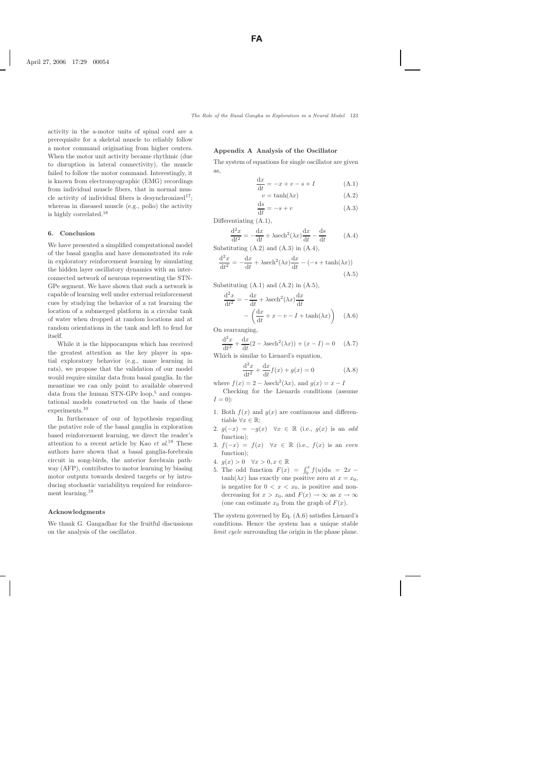activity in the a-motor units of spinal cord are a prerequisite for a skeletal muscle to reliably follow a motor command originating from higher centers. When the motor unit activity became rhythmic (due to disruption in lateral connectivity), the muscle failed to follow the motor command. Interestingly, it is known from electromyographic (EMG) recordings from individual muscle fibers, that in normal muscle activity of individual fibers is desynchronized[17]; whereas in diseased muscle (e.g., polio) the activity is highly correlated.[18]

## 6. Conclusion

We have presented a simplified computational model of the basal ganglia and have demonstrated its role in exploratory reinforcement learning by simulating the hidden layer oscillatory dynamics with an interconnected network of neurons representing the STN-GPe segment. We have shown that such a network is capable of learning well under external reinforcement cues by studying the behavior of a rat learning the location of a submerged platform in a circular tank of water when dropped at random locations and at random orientations in the tank and left to fend for itself.

While it is the hippocampus which has received the greatest attention as the key player in spatial exploratory behavior (e.g., maze learning in rats), we propose that the validation of our model would require similar data from basal ganglia. In the meantime we can only point to available observed data from the human STN-GPe loop,[5] and computational models constructed on the basis of these experiments.[10]

In furtherance of our of hypothesis regarding the putative role of the basal ganglia in exploration based reinforcement learning, we direct the reader's attention to a recent article by Kao *et al.*[19] These authors have shown that a basal ganglia-forebrain circuit in song-birds, the anterior forebrain pathway (AFP), contributes to motor learning by biasing motor outputs towards desired targets or by introducing stochastic variabilityn required for reinforcement learning.[19]

### Acknowledgments

We thank G. Gangadhar for the fruitful discussions on the analysis of the oscillator.

### Appendix A Analysis of the Oscillator

The system of equations for single oscillator are given as,

$$\frac{\mathrm{d}x}{\mathrm{d}t} = -x + v - s + I \tag{A.1}$$

$$v = \tanh(\lambda x) \tag{A.2}$$

$$\frac{\mathrm{d}s}{\mathrm{d}t} = -s + v \tag{A.3}$$

Differentiating (A.1),

$$\frac{\mathrm{d}^2x}{\mathrm{d}t^2} = -\frac{\mathrm{d}x}{\mathrm{d}t} + \lambda \mathrm{sech}^2(\lambda x)\frac{\mathrm{d}x}{\mathrm{d}t} - \frac{\mathrm{d}s}{\mathrm{d}t} \tag{A.4}$$

Substituting (A.2) and (A.3) in (A.4),

$$\frac{\mathrm{d}^2x}{\mathrm{d}t^2} = -\frac{\mathrm{d}x}{\mathrm{d}t} + \lambda \mathrm{sech}^2(\lambda x)\frac{\mathrm{d}x}{\mathrm{d}t} - (-s + \tanh(\lambda x)) \tag{A.5}$$

Substituting (A.1) and (A.2) in (A.5),

$$\frac{\mathrm{d}^2x}{\mathrm{d}t^2} = -\frac{\mathrm{d}x}{\mathrm{d}t} + \lambda \mathrm{sech}^2(\lambda x)\frac{\mathrm{d}x}{\mathrm{d}t} - \left(\frac{\mathrm{d}x}{\mathrm{d}t} + x - v - I + \tanh(\lambda x)\right) \tag{A.6}$$

On rearranging,

$$\frac{\mathrm{d}^2x}{\mathrm{d}t^2} + \frac{\mathrm{d}x}{\mathrm{d}t}(2 - \lambda \mathrm{sech}^2(\lambda x)) + (x - I) = 0 \tag{A.7}$$

Which is similar to Lienard's equation,

$$\frac{\mathrm{d}^2x}{\mathrm{d}t^2} + \frac{\mathrm{d}x}{\mathrm{d}t}f(x) + g(x) = 0 \tag{A.8}$$

where $f(x) = 2 - \lambda \mathrm{sech}^2(\lambda x)$, and $g(x) = x - I$

Checking for the Lienards conditions (assume $I = 0$):

1. Both $f(x)$ and $g(x)$ are continuous and differentiable $\forall x \in \mathbb{R}$;
2. $g(-x) = -g(x) \quad \forall x \in \mathbb{R}$ (i.e., $g(x)$ is an *odd* function);
3. $f(-x) = f(x) \quad \forall x \in \mathbb{R}$ (i.e., $f(x)$ is an *even* function);
4. $g(x) > 0 \quad \forall x > 0, x \in \mathbb{R}$
5. The odd function $F(x) = \int_0^x f(u)\mathrm{d}u = 2x - \tanh(\lambda x)$ has exactly one positive zero at $x = x_0$, is negative for $0 < x < x_0$, is positive and nondecreasing for $x > x_0$, and $F(x) \to \infty$ as $x \to \infty$ (one can estimate $x_0$ from the graph of $F(x)$.

The system governed by Eq. (A.6) satisfies Lienard's conditions. Hence the system has a unique stable *limit cycle* surrounding the origin in the phase plane.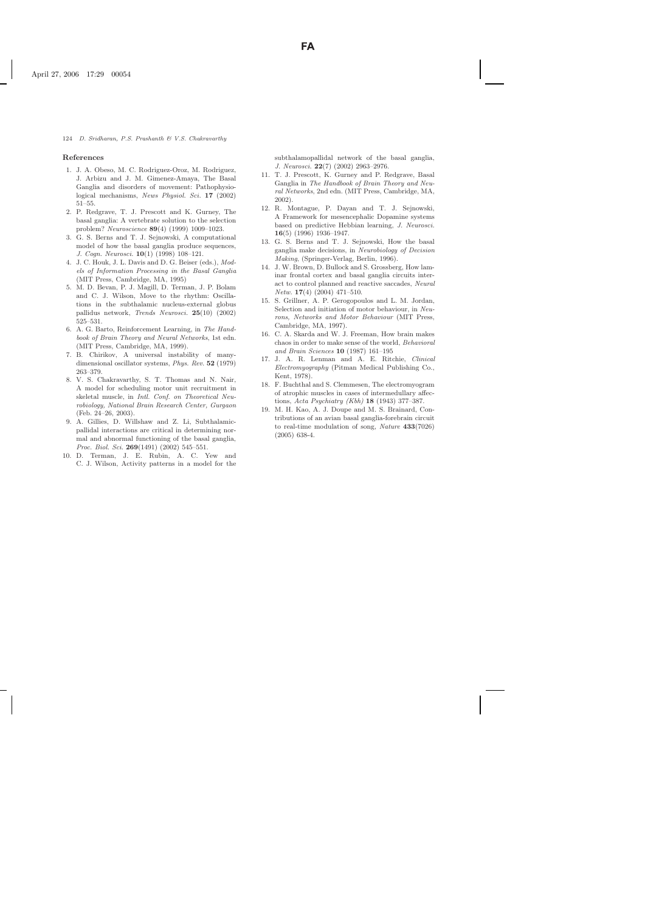## References

1. J. A. Obeso, M. C. Rodriguez-Oroz, M. Rodriguez, J. Arbizu and J. M. Gimenez-Amaya, The Basal Ganglia and disorders of movement: Pathophysiological mechanisms, *News Physiol. Sci.* **17** (2002) 51–55.
2. P. Redgrave, T. J. Prescott and K. Gurney, The basal ganglia: A vertebrate solution to the selection problem? *Neuroscience* **89**(4) (1999) 1009–1023.
3. G. S. Berns and T. J. Sejnowski, A computational model of how the basal ganglia produce sequences, *J. Cogn. Neurosci.* **10**(1) (1998) 108–121.
4. J. C. Houk, J. L. Davis and D. G. Beiser (eds.), *Models of Information Processing in the Basal Ganglia* (MIT Press, Cambridge, MA, 1995)
5. M. D. Bevan, P. J. Magill, D. Terman, J. P. Bolam and C. J. Wilson, Move to the rhythm: Oscillations in the subthalamic nucleus-external globus pallidus network, *Trends Neurosci.* **25**(10) (2002) 525–531.
6. A. G. Barto, Reinforcement Learning, in *The Handbook of Brain Theory and Neural Networks*, 1st edn. (MIT Press, Cambridge, MA, 1999).
7. B. Chirikov, A universal instability of many-dimensional oscillator systems, *Phys. Rev.* **52** (1979) 263–379.
8. V. S. Chakravarthy, S. T. Thomas and N. Nair, A model for scheduling motor unit recruitment in skeletal muscle, in *Intl. Conf. on Theoretical Neurobiology, National Brain Research Center, Gurgaon* (Feb. 24–26, 2003).
9. A. Gillies, D. Willshaw and Z. Li, Subthalamic-pallidal interactions are critical in determining normal and abnormal functioning of the basal ganglia, *Proc. Biol. Sci.* **269**(1491) (2002) 545–551.
10. D. Terman, J. E. Rubin, A. C. Yew and C. J. Wilson, Activity patterns in a model for the subthalamopallidal network of the basal ganglia, *J. Neurosci.* **22**(7) (2002) 2963–2976.
11. T. J. Prescott, K. Gurney and P. Redgrave, Basal Ganglia in *The Handbook of Brain Theory and Neural Networks*, 2nd edn. (MIT Press, Cambridge, MA, 2002).
12. R. Montague, P. Dayan and T. J. Sejnowski, A Framework for mesencephalic Dopamine systems based on predictive Hebbian learning, *J. Neurosci.* **16**(5) (1996) 1936–1947.
13. G. S. Berns and T. J. Sejnowski, How the basal ganglia make decisions, in *Neurobiology of Decision Making*, (Springer-Verlag, Berlin, 1996).
14. J. W. Brown, D. Bullock and S. Grossberg, How laminar frontal cortex and basal ganglia circuits interact to control planned and reactive saccades, *Neural Netw.* **17**(4) (2004) 471–510.
15. S. Grillner, A. P. Gerogopoulos and L. M. Jordan, Selection and initiation of motor behaviour, in *Neurons, Networks and Motor Behaviour* (MIT Press, Cambridge, MA, 1997).
16. C. A. Skarda and W. J. Freeman, How brain makes chaos in order to make sense of the world, *Behavioral and Brain Sciences* **10** (1987) 161–195
17. J. A. R. Lenman and A. E. Ritchie, *Clinical Electromyography* (Pitman Medical Publishing Co., Kent, 1978).
18. F. Buchthal and S. Clemmesen, The electromyogram of atrophic muscles in cases of intermedullary affections, *Acta Psychiatry (Kbh)* **18** (1943) 377–387.
19. M. H. Kao, A. J. Doupe and M. S. Brainard, Contributions of an avian basal ganglia-forebrain circuit to real-time modulation of song, *Nature* **433**(7026) (2005) 638-4.